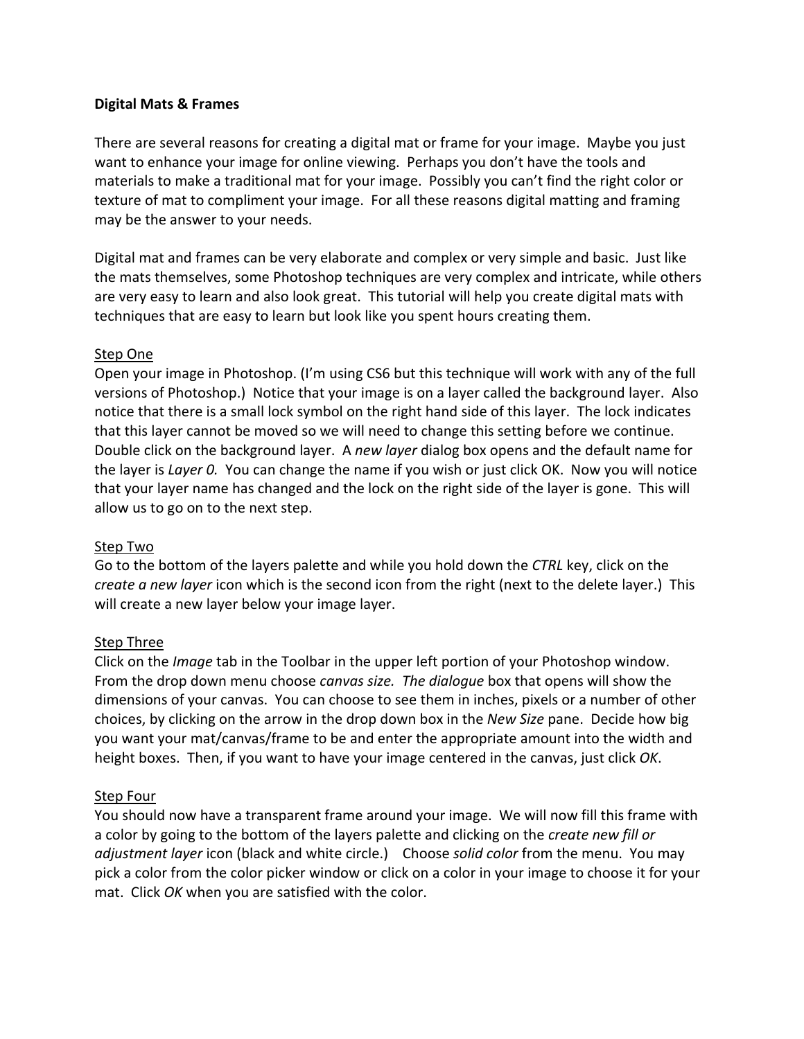**Digital Mats & Frames**

There are several reasons for creating a digital mat or frame for your image. Maybe you just want to enhance your image for online viewing. Perhaps you don't have the tools and materials to make a traditional mat for your image. Possibly you can't find the right color or texture of mat to compliment your image. For all these reasons digital matting and framing may be the answer to your needs.

Digital mat and frames can be very elaborate and complex or very simple and basic. Just like the mats themselves, some Photoshop techniques are very complex and intricate, while others are very easy to learn and also look great. This tutorial will help you create digital mats with techniques that are easy to learn but look like you spent hours creating them.

<u>Step One</u>
Open your image in Photoshop. (I'm using CS6 but this technique will work with any of the full versions of Photoshop.) Notice that your image is on a layer called the background layer. Also notice that there is a small lock symbol on the right hand side of this layer. The lock indicates that this layer cannot be moved so we will need to change this setting before we continue. Double click on the background layer. A *new layer* dialog box opens and the default name for the layer is *Layer 0.* You can change the name if you wish or just click OK. Now you will notice that your layer name has changed and the lock on the right side of the layer is gone. This will allow us to go on to the next step.

<u>Step Two</u>
Go to the bottom of the layers palette and while you hold down the *CTRL* key, click on the *create a new layer* icon which is the second icon from the right (next to the delete layer.) This will create a new layer below your image layer.

<u>Step Three</u>
Click on the *Image* tab in the Toolbar in the upper left portion of your Photoshop window. From the drop down menu choose *canvas size. The dialogue* box that opens will show the dimensions of your canvas. You can choose to see them in inches, pixels or a number of other choices, by clicking on the arrow in the drop down box in the *New Size* pane. Decide how big you want your mat/canvas/frame to be and enter the appropriate amount into the width and height boxes. Then, if you want to have your image centered in the canvas, just click *OK*.

<u>Step Four</u>
You should now have a transparent frame around your image. We will now fill this frame with a color by going to the bottom of the layers palette and clicking on the *create new fill or adjustment layer* icon (black and white circle.) Choose *solid color* from the menu. You may pick a color from the color picker window or click on a color in your image to choose it for your mat. Click *OK* when you are satisfied with the color.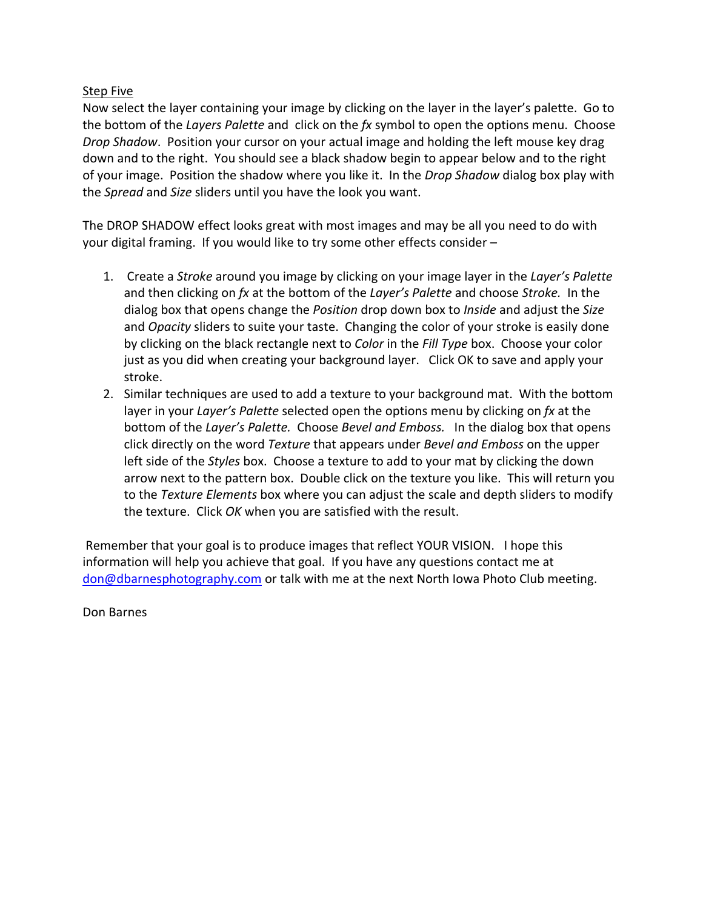Step Five

Now select the layer containing your image by clicking on the layer in the layer's palette. Go to the bottom of the *Layers Palette* and click on the *fx* symbol to open the options menu. Choose *Drop Shadow*. Position your cursor on your actual image and holding the left mouse key drag down and to the right. You should see a black shadow begin to appear below and to the right of your image. Position the shadow where you like it. In the *Drop Shadow* dialog box play with the *Spread* and *Size* sliders until you have the look you want.

The DROP SHADOW effect looks great with most images and may be all you need to do with your digital framing. If you would like to try some other effects consider –

1. Create a *Stroke* around you image by clicking on your image layer in the *Layer's Palette* and then clicking on *fx* at the bottom of the *Layer's Palette* and choose *Stroke.* In the dialog box that opens change the *Position* drop down box to *Inside* and adjust the *Size* and *Opacity* sliders to suite your taste. Changing the color of your stroke is easily done by clicking on the black rectangle next to *Color* in the *Fill Type* box. Choose your color just as you did when creating your background layer. Click OK to save and apply your stroke.
2. Similar techniques are used to add a texture to your background mat. With the bottom layer in your *Layer's Palette* selected open the options menu by clicking on *fx* at the bottom of the *Layer's Palette.* Choose *Bevel and Emboss.* In the dialog box that opens click directly on the word *Texture* that appears under *Bevel and Emboss* on the upper left side of the *Styles* box. Choose a texture to add to your mat by clicking the down arrow next to the pattern box. Double click on the texture you like. This will return you to the *Texture Elements* box where you can adjust the scale and depth sliders to modify the texture. Click *OK* when you are satisfied with the result.

Remember that your goal is to produce images that reflect YOUR VISION. I hope this information will help you achieve that goal. If you have any questions contact me at don@dbarnesphotography.com or talk with me at the next North Iowa Photo Club meeting.

Don Barnes